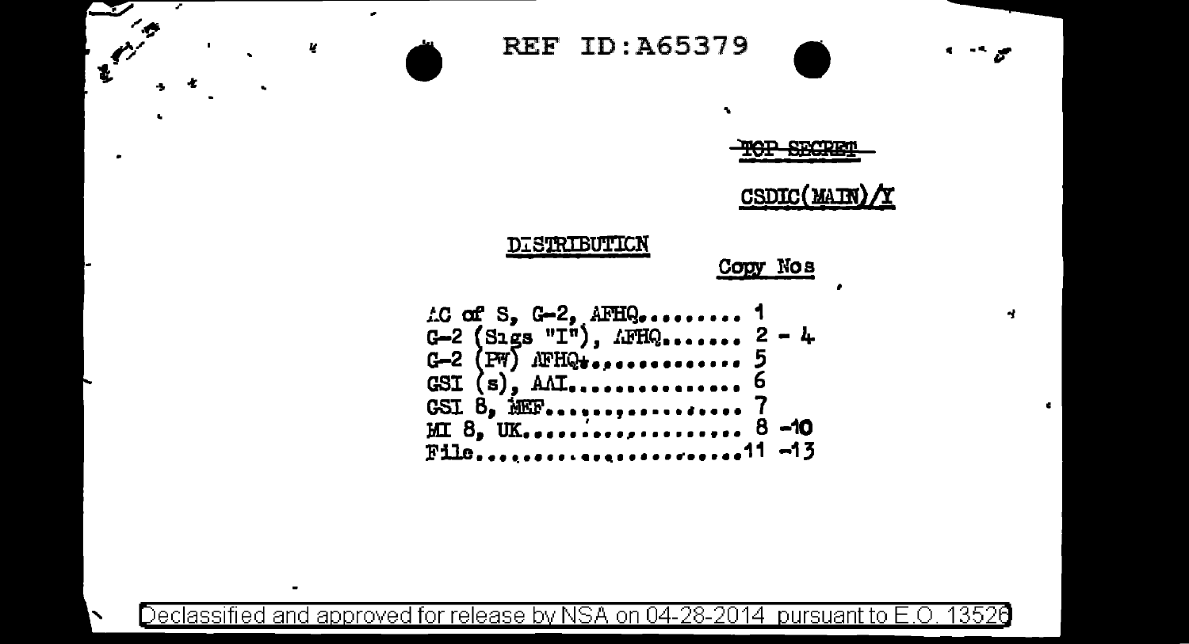REF ID:A65379

~~TOP SECRET~~

CSDIC(MAIN)/Y

DISTRIBUTION

| | Copy Nos |
|---|---|
| AC of S, G-2, AFHQ......... | 1 |
| G-2 (Sigs "I"), AFHQ........ | 2 - 4 |
| G-2 (PW) AFHQ............. | 5 |
| GSI (s), AAI............... | 6 |
| GSI 8, MEF................. | 7 |
| MI 8, UK.................... | 8 -10 |
| File.......................... | 11 -13 |

Declassified and approved for release by NSA on 04-28-2014 pursuant to E.O. 13526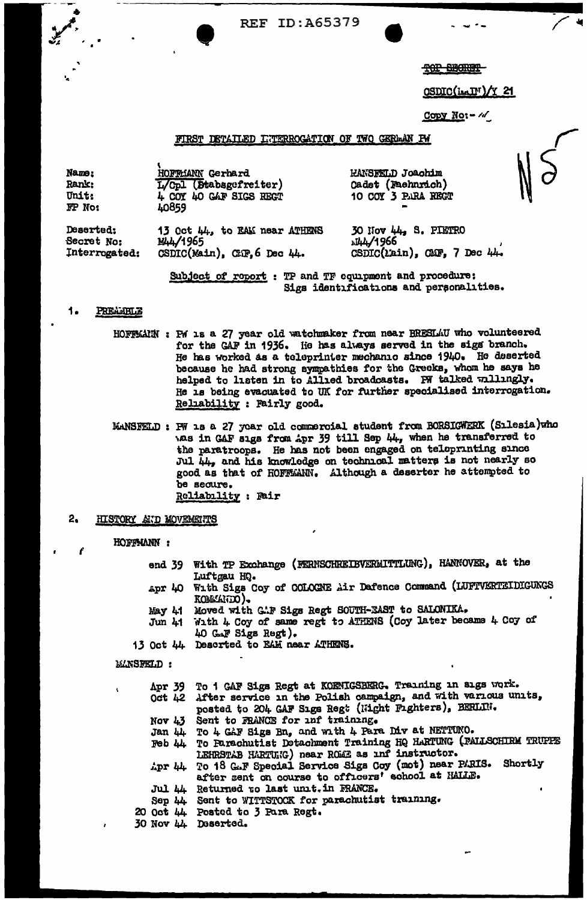REF ID:A65379

~~TOP SECRET~~

CSDIC(MAIN)/Y 21

Copy No:- 11

N S

## FIRST DETAILED INTERROGATION OF TWO GERMAN PW

| | | |
|---|---|---|
| Name: | HOFFMANN Gerhard | MANSFELD Joachim |
| Rank: | L/Cpl (Stabsgefreiter) | Cadet (Faehnrich) |
| Unit: | 4 COY 40 GAF SIGS REGT | 10 COY 3 PARA REGT |
| FP No: | 40859 | - |
| Deserted: | 13 Oct 44, to EAM near ATHENS | 30 Nov 44, S. PIETRO |
| Secret No: | M44/1965 | M44/1966 |
| Interrogated: | CSDIC(Main), CMF, 6 Dec 44. | CSDIC(Main), CMF, 7 Dec 44. |

Subject of report : TP and TP equipment and procedure: Sigs identifications and personalities.

### 1. PREAMBLE

HOFFMANN : PW is a 27 year old watchmaker from near BRESLAU who volunteered for the GAF in 1936. He has always served in the sigs branch. He has worked as a teleprinter mechanic since 1940. He deserted because he had strong sympathies for the Greeks, whom he says he helped to listen in to Allied broadcasts. PW talked willingly. He is being evacuated to UK for further specialised interrogation. Reliability : Fairly good.

MANSFELD : PW is a 27 year old commercial student from BORSIGWERK (Silesia) who was in GAF sigs from Apr 39 till Sep 44, when he transferred to the paratroops. He has not been engaged on teleprinting since Jul 44, and his knowledge on technical matters is not nearly so good as that of HOFFMANN. Although a deserter he attempted to be secure.
Reliability : Fair

### 2. HISTORY AND MOVEMENTS

HOFFMANN :

- end 39 With TP Exchange (FERNSCHREIBVERMITTLUNG), HANNOVER, at the Luftgau HQ.
- Apr 40 With Sigs Coy of COLOGNE Air Defence Command (LUFTVERTEIDIGUNGS KOMMANDO).
- May 41 Moved with GAF Sigs Regt SOUTH-EAST to SALONIKA.
- Jun 41 With 4 Coy of same regt to ATHENS (Coy later became 4 Coy of 40 GAF Sigs Regt).
- 13 Oct 44 Deserted to EAM near ATHENS.

MANSFELD :

- Apr 39 To 1 GAF Sigs Regt at KOENIGSBERG. Training in sigs work.
- Oct 42 After service in the Polish campaign, and with various units, posted to 204 GAF Sigs Regt (Night Fighters), BERLIN.
- Nov 43 Sent to FRANCE for inf training.
- Jan 44 To 4 GAF Sigs Bn, and with 4 Para Div at NETTUNO.
- Feb 44 To Parachutist Detachment Training HQ HARTUNG (FALLSCHIRM TRUPPE LEHRSTAB HARTUNG) near ROME as inf instructor.
- Apr 44 To 18 GAF Special Service Sigs Coy (mot) near PARIS. Shortly after sent on course to officers' school at HALLE.
- Jul 44 Returned to last unit in FRANCE.
- Sep 44 Sent to WITTSTOCK for parachutist training.
- 20 Oct 44 Posted to 3 Para Regt.
- 30 Nov 44 Deserted.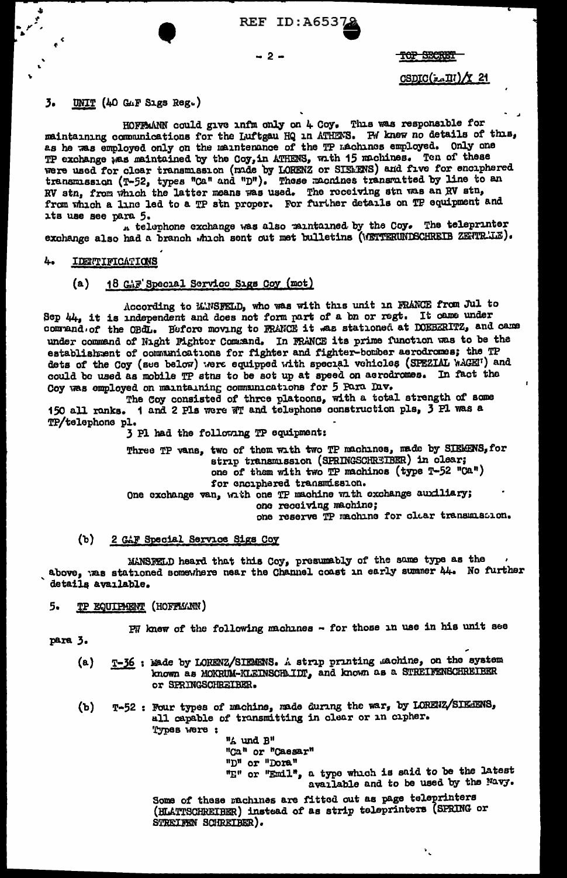TOP SECRET

CSDIC(AAII)/X 21

3. UNIT (40 GAF Sigs Reg.)

HOFFMANN could give infm only on 4 Coy. This was responsible for maintaining communications for the Luftgau HQ in ATHENS. PW knew no details of this, as he was employed only on the maintenance of the TP machines employed. Only one TP exchange was maintained by the Coy, in ATHENS, with 15 machines. Ten of these were used for clear transmission (made by LORENZ or SIEMENS) and five for enciphered transmission (T-52, types "Ca" and "D"). These machines transmitted by line to an RV stn, from which the latter means was used. The receiving stn was an RV stn, from which a line led to a TP stn proper. For further details on TP equipment and its use see para 5.

A telephone exchange was also maintained by the Coy. The teleprinter exchange also had a branch which sent out met bulletins (WETTERUNDSCHREIB ZENTRALE).

4. IDENTIFICATIONS

(a) 18 GAF Special Service Sigs Coy (mot)

According to MANSFELD, who was with this unit in FRANCE from Jul to Sep 44, it is independent and does not form part of a bn or regt. It came under command of the OBdL. Before moving to FRANCE it was stationed at DOEBERITZ, and came under command of Night Fighter Command. In FRANCE its prime function was to be the establishment of communications for fighter and fighter-bomber aerodromes; the TP dets of the Coy (see below) were equipped with special vehicles (SPEZIAL WAGEN) and could be used as mobile TP stns to be set up at speed on aerodromes. In fact the Coy was employed on maintaining communications for 5 Para Div.

The Coy consisted of three platoons, with a total strength of some 150 all ranks. 1 and 2 Pls were WT and telephone construction pls, 3 Pl was a TP/telephone pl.

3 Pl had the following TP equipment:

Three TP vans, two of them with two TP machines, made by SIEMENS, for strip transmission (SPRINGSCHREIBER) in clear;
one of them with two TP machines (type T-52 "Ca") for enciphered transmission.
One exchange van, with one TP machine with exchange auxiliary;
one receiving machine;
one reserve TP machine for clear transmission.

(b) 2 GAF Special Service Sigs Coy

MANSFELD heard that this Coy, presumably of the same type as the above, was stationed somewhere near the Channel coast in early summer 44. No further details available.

5. TP EQUIPMENT (HOFFMANN)

PW knew of the following machines - for those in use in his unit see para 3.

(a) T-36 : Made by LORENZ/SIEMENS. A strip printing machine, on the system known as MOKRUM-KLEINSCHMIDT, and known as a STREIFENSCHREIBER or SPRINGSCHREIBER.

(b) T-52 : Four types of machine, made during the war, by LORENZ/SIEMENS, all capable of transmitting in clear or in cipher. Types were :

"A und B"
"Ca" or "Caesar"
"D" or "Dora"
"E" or "Emil", a type which is said to be the latest available and to be used by the Navy.

Some of these machines are fitted out as page teleprinters (BLATTSCHREIBER) instead of as strip teleprinters (SPRING or STREIFEN SCHREIBER).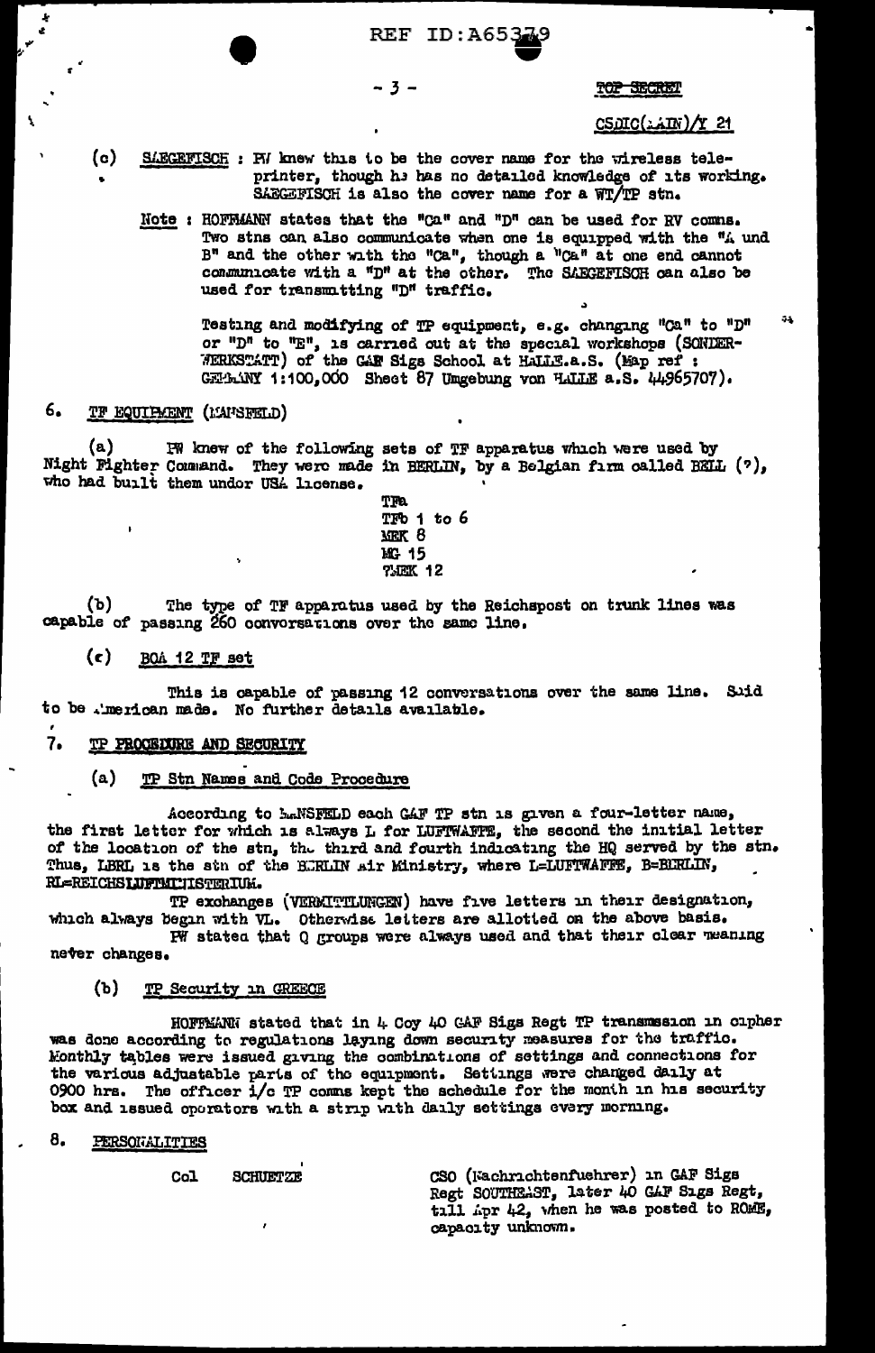TOP SECRET

CSDIC(MAIN)/Y 21

(c) SAEGEFISCH : PW knew this to be the cover name for the wireless teleprinter, though he has no detailed knowledge of its working. SAEGEFISCH is also the cover name for a WT/TP stn.

Note : HOFFMANN states that the "Ca" and "D" can be used for RV comms. Two stns can also communicate when one is equipped with the "A und B" and the other with the "Ca", though a "Ca" at one end cannot communicate with a "D" at the other. The SAEGEFISCH can also be used for transmitting "D" traffic.

Testing and modifying of TP equipment, e.g. changing "Ca" to "D" or "D" to "E", is carried out at the special workshops (SONDERWERKSTATT) of the GAF Sigs School at HALLE.a.S. (Map ref : GERMANY 1:100,000 Sheet 87 Umgebung von HALLE a.S. 44965707).

## 6. TF EQUIPMENT (MANSFELD)

(a) PW knew of the following sets of TF apparatus which were used by Night Fighter Command. They were made in BERLIN, by a Belgian firm called BELL (?), who had built them under USA license.

- TFa
- TFb 1 to 6
- MEK 8
- MG 15
- WMEK 12

(b) The type of TF apparatus used by the Reichspost on trunk lines was capable of passing 260 conversations over the same line.

(c) BOA 12 TF set

This is capable of passing 12 conversations over the same line. Said to be American made. No further details available.

## 7. TP PROCEDURE AND SECURITY

(a) TP Stn Names and Code Procedure

According to MANSFELD each GAF TP stn is given a four-letter name, the first letter for which is always L for LUFTWAFFE, the second the initial letter of the location of the stn, the third and fourth indicating the HQ served by the stn. Thus, LBRL is the stn of the BERLIN Air Ministry, where L=LUFTWAFFE, B=BERLIN, RL=REICHSLUFTMINISTERIUM.

TP exchanges (VERMITTLUNGEN) have five letters in their designation, which always begin with VL. Otherwise letters are allotted on the above basis.

PW stated that Q groups were always used and that their clear meaning never changes.

(b) TP Security in GREECE

HOFFMANN stated that in 4 Coy 40 GAF Sigs Regt TP transmission in cipher was done according to regulations laying down security measures for the traffic. Monthly tables were issued giving the combinations of settings and connections for the various adjustable parts of the equipment. Settings were changed daily at 0900 hrs. The officer i/c TP comms kept the schedule for the month in his security box and issued operators with a strip with daily settings every morning.

## 8. PERSONALITIES

| | | |
|---|---|---|
| Col | SCHUETZE | CSO (Nachrichtenfuehrer) in GAF Sigs Regt SOUTHEAST, later 40 GAF Sigs Regt, till Apr 42, when he was posted to ROME, capacity unknown. |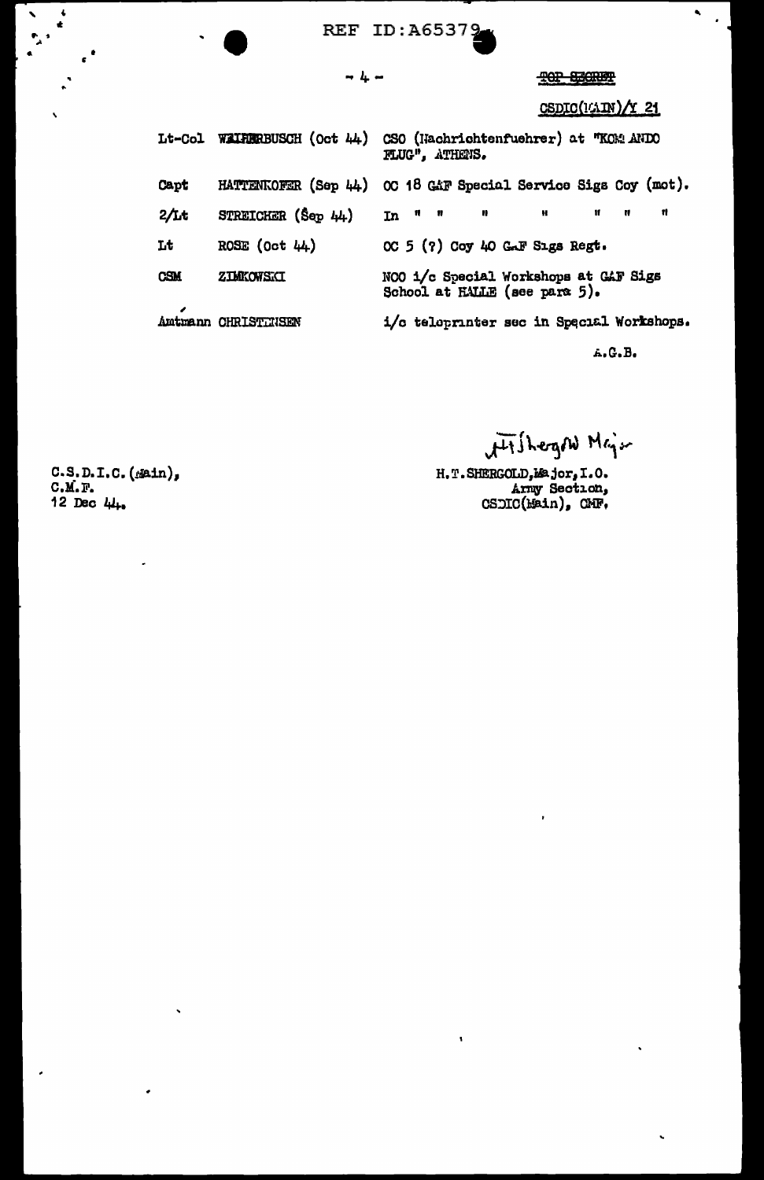REF ID:A65379

TOP SECRET

CSDIC(MAIN)/X 21

| | | |
|---|---|---|
| Lt-Col | WAIBERBUSCH (Oct 44) | CSO (Nachrichtenfuehrer) at "KOMMANDO FLUG", ATHENS. |
| Capt | HATTENKOFER (Sep 44) | OC 18 GAF Special Service Sigs Coy (mot). |
| 2/Lt | STREICHER (Sep 44) | In " " " " " " " |
| Lt | ROSE (Oct 44) | OC 5 (?) Coy 40 GAF Sigs Regt. |
| CSM | ZIMKOWSKI | NCO i/c Special Workshops at GAF Sigs School at HALLE (see para 5). |
| Amtmann | CHRISTENSEN | i/c teleprinter sec in Special Workshops. |

A.G.B.

H.T.Shergold Major

H.T.SHERGOLD, Major, I.O.
Army Section,
CSDIC(Main), CMF.

C.S.D.I.C.(Main),
C.M.F.
12 Dec 44.